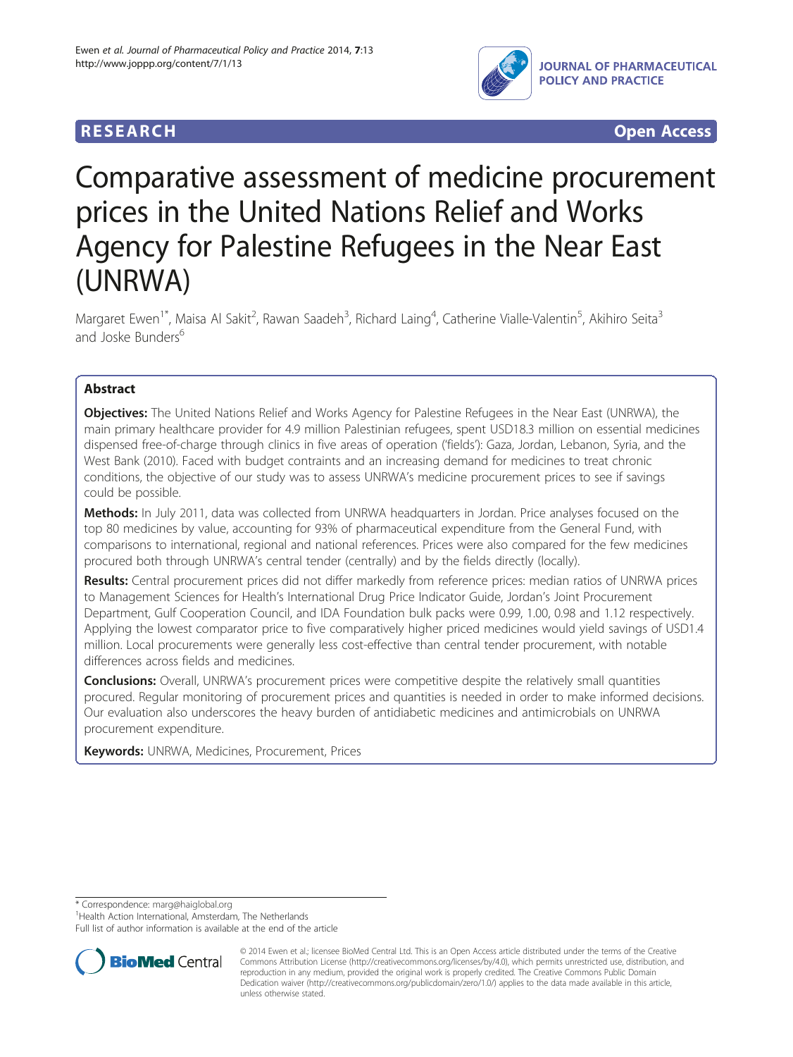**RESEARCH** **Open Access**

# Comparative assessment of medicine procurement prices in the United Nations Relief and Works Agency for Palestine Refugees in the Near East (UNRWA)

Margaret Ewen[1*], Maisa Al Sakit[2], Rawan Saadeh[3], Richard Laing[4], Catherine Vialle-Valentin[5], Akihiro Seita[3] and Joske Bunders[6]

## Abstract

**Objectives:** The United Nations Relief and Works Agency for Palestine Refugees in the Near East (UNRWA), the main primary healthcare provider for 4.9 million Palestinian refugees, spent USD18.3 million on essential medicines dispensed free-of-charge through clinics in five areas of operation ('fields'): Gaza, Jordan, Lebanon, Syria, and the West Bank (2010). Faced with budget contraints and an increasing demand for medicines to treat chronic conditions, the objective of our study was to assess UNRWA's medicine procurement prices to see if savings could be possible.

**Methods:** In July 2011, data was collected from UNRWA headquarters in Jordan. Price analyses focused on the top 80 medicines by value, accounting for 93% of pharmaceutical expenditure from the General Fund, with comparisons to international, regional and national references. Prices were also compared for the few medicines procured both through UNRWA's central tender (centrally) and by the fields directly (locally).

**Results:** Central procurement prices did not differ markedly from reference prices: median ratios of UNRWA prices to Management Sciences for Health's International Drug Price Indicator Guide, Jordan's Joint Procurement Department, Gulf Cooperation Council, and IDA Foundation bulk packs were 0.99, 1.00, 0.98 and 1.12 respectively. Applying the lowest comparator price to five comparatively higher priced medicines would yield savings of USD1.4 million. Local procurements were generally less cost-effective than central tender procurement, with notable differences across fields and medicines.

**Conclusions:** Overall, UNRWA's procurement prices were competitive despite the relatively small quantities procured. Regular monitoring of procurement prices and quantities is needed in order to make informed decisions. Our evaluation also underscores the heavy burden of antidiabetic medicines and antimicrobials on UNRWA procurement expenditure.

**Keywords:** UNRWA, Medicines, Procurement, Prices

---

\* Correspondence: marg@haiglobal.org
[1]Health Action International, Amsterdam, The Netherlands
Full list of author information is available at the end of the article

© 2014 Ewen et al.; licensee BioMed Central Ltd. This is an Open Access article distributed under the terms of the Creative Commons Attribution License (http://creativecommons.org/licenses/by/4.0), which permits unrestricted use, distribution, and reproduction in any medium, provided the original work is properly credited. The Creative Commons Public Domain Dedication waiver (http://creativecommons.org/publicdomain/zero/1.0/) applies to the data made available in this article, unless otherwise stated.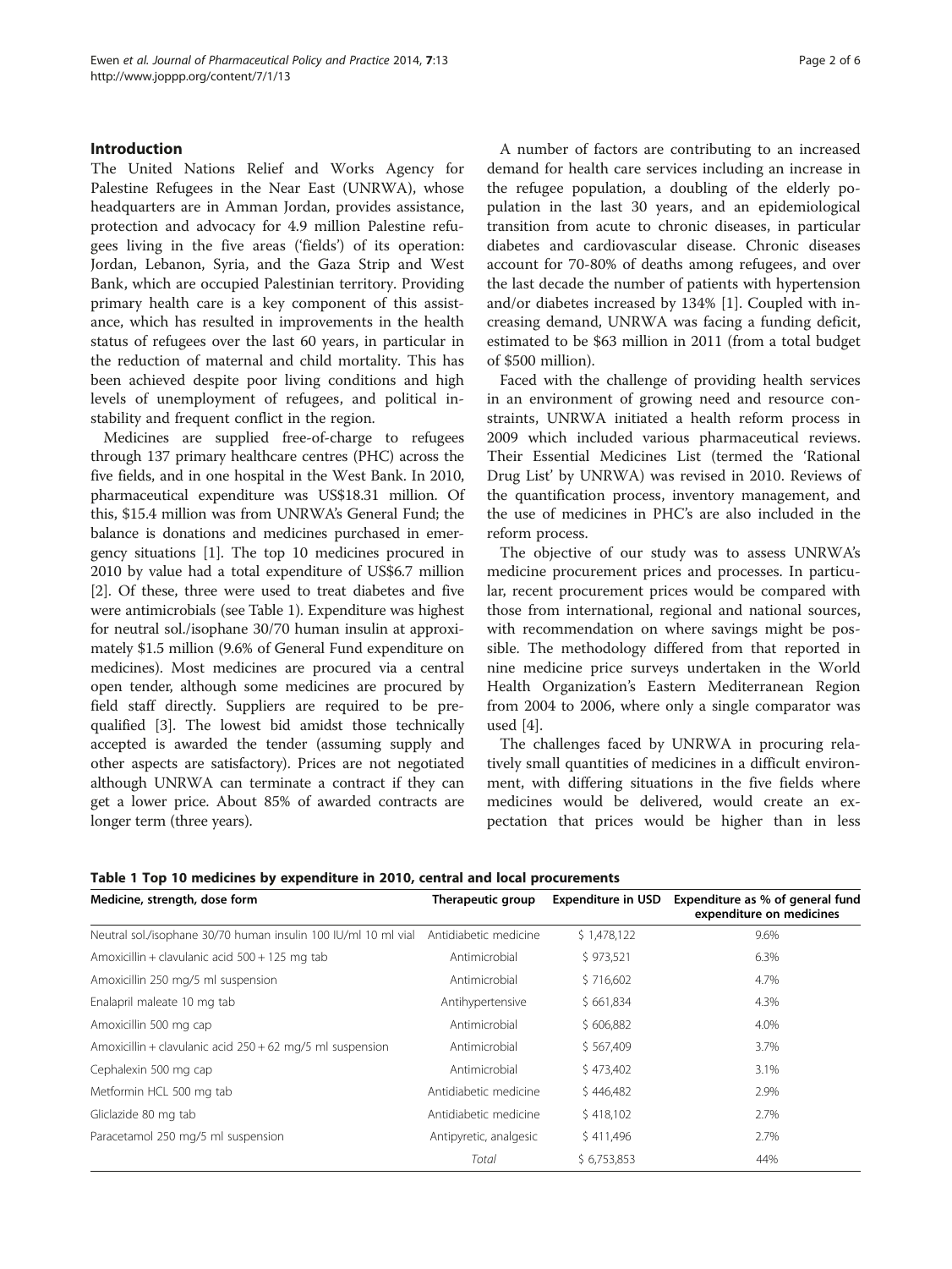## Introduction

The United Nations Relief and Works Agency for Palestine Refugees in the Near East (UNRWA), whose headquarters are in Amman Jordan, provides assistance, protection and advocacy for 4.9 million Palestine refugees living in the five areas ('fields') of its operation: Jordan, Lebanon, Syria, and the Gaza Strip and West Bank, which are occupied Palestinian territory. Providing primary health care is a key component of this assistance, which has resulted in improvements in the health status of refugees over the last 60 years, in particular in the reduction of maternal and child mortality. This has been achieved despite poor living conditions and high levels of unemployment of refugees, and political instability and frequent conflict in the region.

Medicines are supplied free-of-charge to refugees through 137 primary healthcare centres (PHC) across the five fields, and in one hospital in the West Bank. In 2010, pharmaceutical expenditure was US$18.31 million. Of this, $15.4 million was from UNRWA's General Fund; the balance is donations and medicines purchased in emergency situations [1]. The top 10 medicines procured in 2010 by value had a total expenditure of US$6.7 million [2]. Of these, three were used to treat diabetes and five were antimicrobials (see Table 1). Expenditure was highest for neutral sol./isophane 30/70 human insulin at approximately $1.5 million (9.6% of General Fund expenditure on medicines). Most medicines are procured via a central open tender, although some medicines are procured by field staff directly. Suppliers are required to be prequalified [3]. The lowest bid amidst those technically accepted is awarded the tender (assuming supply and other aspects are satisfactory). Prices are not negotiated although UNRWA can terminate a contract if they can get a lower price. About 85% of awarded contracts are longer term (three years).

A number of factors are contributing to an increased demand for health care services including an increase in the refugee population, a doubling of the elderly population in the last 30 years, and an epidemiological transition from acute to chronic diseases, in particular diabetes and cardiovascular disease. Chronic diseases account for 70-80% of deaths among refugees, and over the last decade the number of patients with hypertension and/or diabetes increased by 134% [1]. Coupled with increasing demand, UNRWA was facing a funding deficit, estimated to be $63 million in 2011 (from a total budget of $500 million).

Faced with the challenge of providing health services in an environment of growing need and resource constraints, UNRWA initiated a health reform process in 2009 which included various pharmaceutical reviews. Their Essential Medicines List (termed the 'Rational Drug List' by UNRWA) was revised in 2010. Reviews of the quantification process, inventory management, and the use of medicines in PHC's are also included in the reform process.

The objective of our study was to assess UNRWA's medicine procurement prices and processes. In particular, recent procurement prices would be compared with those from international, regional and national sources, with recommendation on where savings might be possible. The methodology differed from that reported in nine medicine price surveys undertaken in the World Health Organization's Eastern Mediterranean Region from 2004 to 2006, where only a single comparator was used [4].

The challenges faced by UNRWA in procuring relatively small quantities of medicines in a difficult environment, with differing situations in the five fields where medicines would be delivered, would create an expectation that prices would be higher than in less

**Table 1 Top 10 medicines by expenditure in 2010, central and local procurements**

| Medicine, strength, dose form | Therapeutic group | Expenditure in USD | Expenditure as % of general fund expenditure on medicines |
|---|---|---|---|
| Neutral sol./isophane 30/70 human insulin 100 IU/ml 10 ml vial | Antidiabetic medicine | $ 1,478,122 | 9.6% |
| Amoxicillin + clavulanic acid 500 + 125 mg tab | Antimicrobial | $ 973,521 | 6.3% |
| Amoxicillin 250 mg/5 ml suspension | Antimicrobial | $ 716,602 | 4.7% |
| Enalapril maleate 10 mg tab | Antihypertensive | $ 661,834 | 4.3% |
| Amoxicillin 500 mg cap | Antimicrobial | $ 606,882 | 4.0% |
| Amoxicillin + clavulanic acid 250 + 62 mg/5 ml suspension | Antimicrobial | $ 567,409 | 3.7% |
| Cephalexin 500 mg cap | Antimicrobial | $ 473,402 | 3.1% |
| Metformin HCL 500 mg tab | Antidiabetic medicine | $ 446,482 | 2.9% |
| Gliclazide 80 mg tab | Antidiabetic medicine | $ 418,102 | 2.7% |
| Paracetamol 250 mg/5 ml suspension | Antipyretic, analgesic | $ 411,496 | 2.7% |
| | *Total* | $ 6,753,853 | 44% |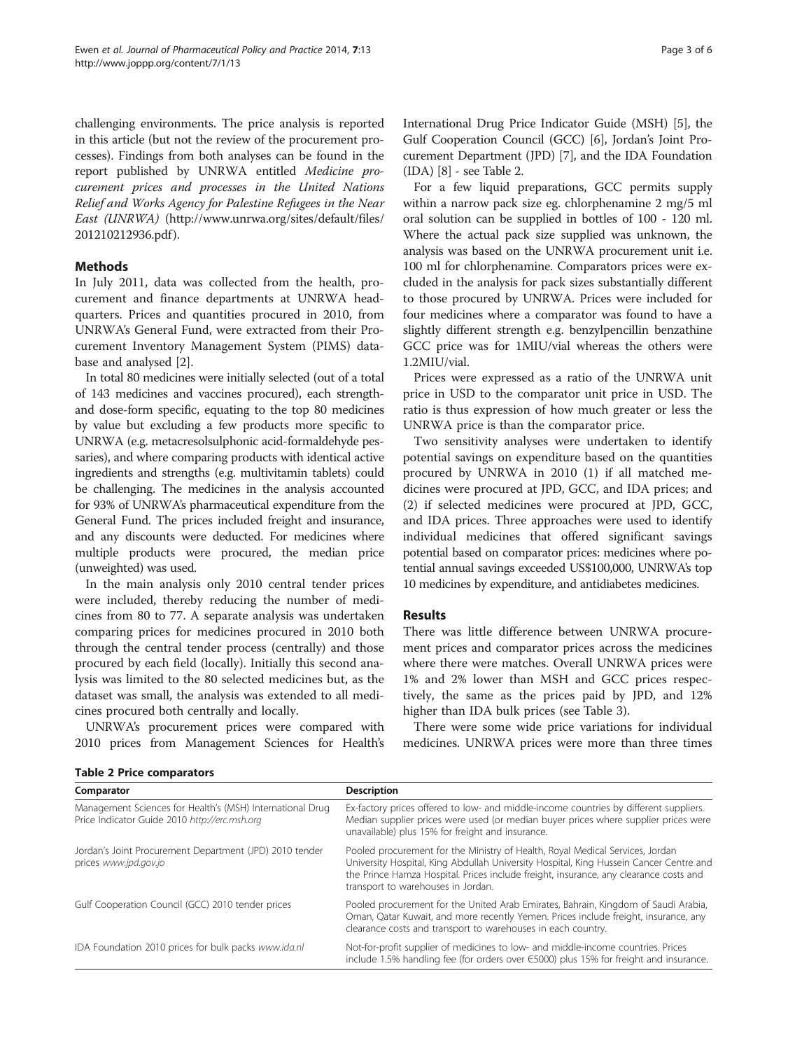challenging environments. The price analysis is reported in this article (but not the review of the procurement processes). Findings from both analyses can be found in the report published by UNRWA entitled *Medicine procurement prices and processes in the United Nations Relief and Works Agency for Palestine Refugees in the Near East (UNRWA)* (http://www.unrwa.org/sites/default/files/201210212936.pdf).

## Methods

In July 2011, data was collected from the health, procurement and finance departments at UNRWA headquarters. Prices and quantities procured in 2010, from UNRWA's General Fund, were extracted from their Procurement Inventory Management System (PIMS) database and analysed [2].

In total 80 medicines were initially selected (out of a total of 143 medicines and vaccines procured), each strength- and dose-form specific, equating to the top 80 medicines by value but excluding a few products more specific to UNRWA (e.g. metacresolsulphonic acid-formaldehyde pessaries), and where comparing products with identical active ingredients and strengths (e.g. multivitamin tablets) could be challenging. The medicines in the analysis accounted for 93% of UNRWA's pharmaceutical expenditure from the General Fund. The prices included freight and insurance, and any discounts were deducted. For medicines where multiple products were procured, the median price (unweighted) was used.

In the main analysis only 2010 central tender prices were included, thereby reducing the number of medicines from 80 to 77. A separate analysis was undertaken comparing prices for medicines procured in 2010 both through the central tender process (centrally) and those procured by each field (locally). Initially this second analysis was limited to the 80 selected medicines but, as the dataset was small, the analysis was extended to all medicines procured both centrally and locally.

UNRWA's procurement prices were compared with 2010 prices from Management Sciences for Health's International Drug Price Indicator Guide (MSH) [5], the Gulf Cooperation Council (GCC) [6], Jordan's Joint Procurement Department (JPD) [7], and the IDA Foundation (IDA) [8] - see Table 2.

For a few liquid preparations, GCC permits supply within a narrow pack size eg. chlorphenamine 2 mg/5 ml oral solution can be supplied in bottles of 100 - 120 ml. Where the actual pack size supplied was unknown, the analysis was based on the UNRWA procurement unit i.e. 100 ml for chlorphenamine. Comparators prices were excluded in the analysis for pack sizes substantially different to those procured by UNRWA. Prices were included for four medicines where a comparator was found to have a slightly different strength e.g. benzylpencillin benzathine GCC price was for 1MIU/vial whereas the others were 1.2MIU/vial.

Prices were expressed as a ratio of the UNRWA unit price in USD to the comparator unit price in USD. The ratio is thus expression of how much greater or less the UNRWA price is than the comparator price.

Two sensitivity analyses were undertaken to identify potential savings on expenditure based on the quantities procured by UNRWA in 2010 (1) if all matched medicines were procured at JPD, GCC, and IDA prices; and (2) if selected medicines were procured at JPD, GCC, and IDA prices. Three approaches were used to identify individual medicines that offered significant savings potential based on comparator prices: medicines where potential annual savings exceeded US$100,000, UNRWA's top 10 medicines by expenditure, and antidiabetes medicines.

## Results

There was little difference between UNRWA procurement prices and comparator prices across the medicines where there were matches. Overall UNRWA prices were 1% and 2% lower than MSH and GCC prices respectively, the same as the prices paid by JPD, and 12% higher than IDA bulk prices (see Table 3).

There were some wide price variations for individual medicines. UNRWA prices were more than three times

**Table 2 Price comparators**

| Comparator | Description |
|---|---|
| Management Sciences for Health's (MSH) International Drug Price Indicator Guide 2010 *http://erc.msh.org* | Ex-factory prices offered to low- and middle-income countries by different suppliers. Median supplier prices were used (or median buyer prices where supplier prices were unavailable) plus 15% for freight and insurance. |
| Jordan's Joint Procurement Department (JPD) 2010 tender prices *www.jpd.gov.jo* | Pooled procurement for the Ministry of Health, Royal Medical Services, Jordan University Hospital, King Abdullah University Hospital, King Hussein Cancer Centre and the Prince Hamza Hospital. Prices include freight, insurance, any clearance costs and transport to warehouses in Jordan. |
| Gulf Cooperation Council (GCC) 2010 tender prices | Pooled procurement for the United Arab Emirates, Bahrain, Kingdom of Saudi Arabia, Oman, Qatar Kuwait, and more recently Yemen. Prices include freight, insurance, any clearance costs and transport to warehouses in each country. |
| IDA Foundation 2010 prices for bulk packs *www.ida.nl* | Not-for-profit supplier of medicines to low- and middle-income countries. Prices include 1.5% handling fee (for orders over €5000) plus 15% for freight and insurance. |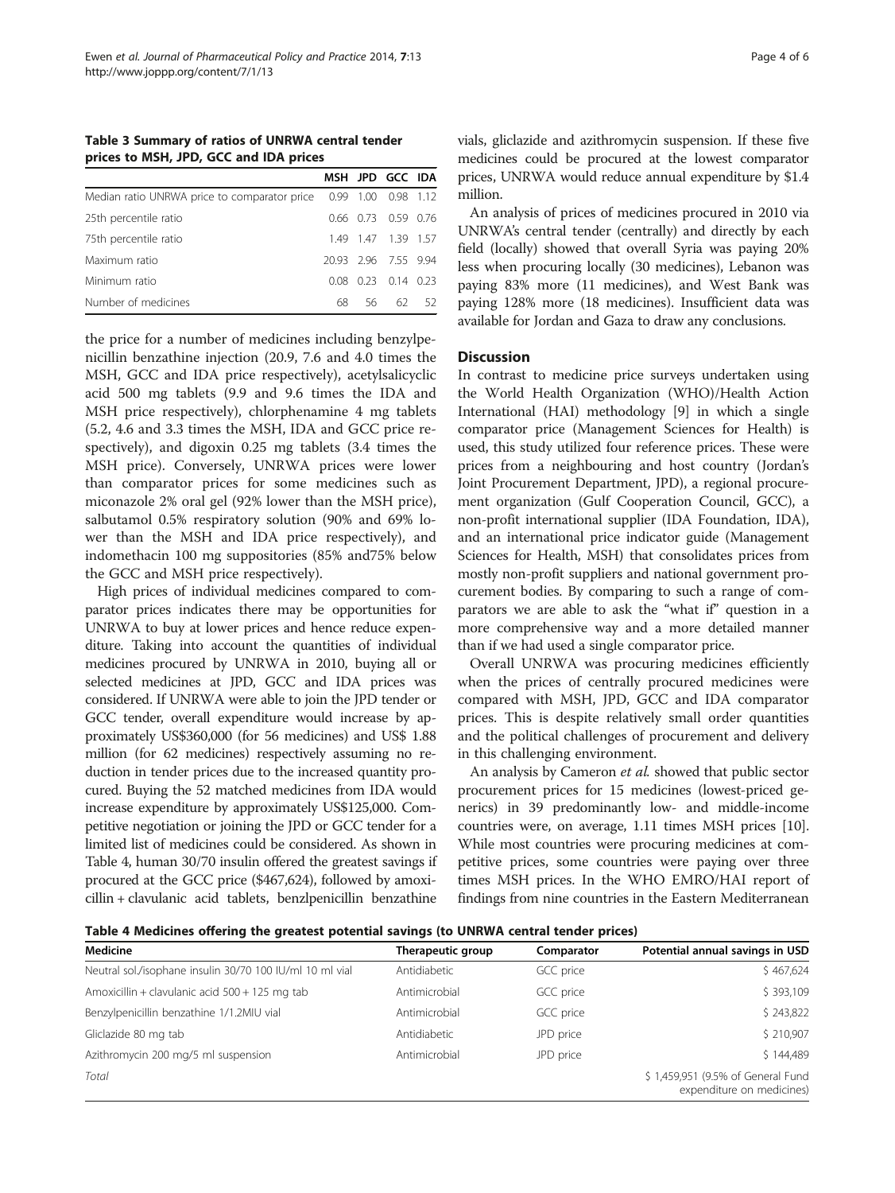**Table 3 Summary of ratios of UNRWA central tender prices to MSH, JPD, GCC and IDA prices**

| | MSH | JPD | GCC | IDA |
|---|---|---|---|---|
| Median ratio UNRWA price to comparator price | 0.99 | 1.00 | 0.98 | 1.12 |
| 25th percentile ratio | 0.66 | 0.73 | 0.59 | 0.76 |
| 75th percentile ratio | 1.49 | 1.47 | 1.39 | 1.57 |
| Maximum ratio | 20.93 | 2.96 | 7.55 | 9.94 |
| Minimum ratio | 0.08 | 0.23 | 0.14 | 0.23 |
| Number of medicines | 68 | 56 | 62 | 52 |

the price for a number of medicines including benzylpenicillin benzathine injection (20.9, 7.6 and 4.0 times the MSH, GCC and IDA price respectively), acetylsalicyclic acid 500 mg tablets (9.9 and 9.6 times the IDA and MSH price respectively), chlorphenamine 4 mg tablets (5.2, 4.6 and 3.3 times the MSH, IDA and GCC price respectively), and digoxin 0.25 mg tablets (3.4 times the MSH price). Conversely, UNRWA prices were lower than comparator prices for some medicines such as miconazole 2% oral gel (92% lower than the MSH price), salbutamol 0.5% respiratory solution (90% and 69% lower than the MSH and IDA price respectively), and indomethacin 100 mg suppositories (85% and75% below the GCC and MSH price respectively).

High prices of individual medicines compared to comparator prices indicates there may be opportunities for UNRWA to buy at lower prices and hence reduce expenditure. Taking into account the quantities of individual medicines procured by UNRWA in 2010, buying all or selected medicines at JPD, GCC and IDA prices was considered. If UNRWA were able to join the JPD tender or GCC tender, overall expenditure would increase by approximately US$360,000 (for 56 medicines) and US$ 1.88 million (for 62 medicines) respectively assuming no reduction in tender prices due to the increased quantity procured. Buying the 52 matched medicines from IDA would increase expenditure by approximately US$125,000. Competitive negotiation or joining the JPD or GCC tender for a limited list of medicines could be considered. As shown in Table 4, human 30/70 insulin offered the greatest savings if procured at the GCC price ($467,624), followed by amoxicillin + clavulanic acid tablets, benzlpenicillin benzathine vials, gliclazide and azithromycin suspension. If these five medicines could be procured at the lowest comparator prices, UNRWA would reduce annual expenditure by $1.4 million.

An analysis of prices of medicines procured in 2010 via UNRWA's central tender (centrally) and directly by each field (locally) showed that overall Syria was paying 20% less when procuring locally (30 medicines), Lebanon was paying 83% more (11 medicines), and West Bank was paying 128% more (18 medicines). Insufficient data was available for Jordan and Gaza to draw any conclusions.

## Discussion

In contrast to medicine price surveys undertaken using the World Health Organization (WHO)/Health Action International (HAI) methodology [9] in which a single comparator price (Management Sciences for Health) is used, this study utilized four reference prices. These were prices from a neighbouring and host country (Jordan's Joint Procurement Department, JPD), a regional procurement organization (Gulf Cooperation Council, GCC), a non-profit international supplier (IDA Foundation, IDA), and an international price indicator guide (Management Sciences for Health, MSH) that consolidates prices from mostly non-profit suppliers and national government procurement bodies. By comparing to such a range of comparators we are able to ask the "what if" question in a more comprehensive way and a more detailed manner than if we had used a single comparator price.

Overall UNRWA was procuring medicines efficiently when the prices of centrally procured medicines were compared with MSH, JPD, GCC and IDA comparator prices. This is despite relatively small order quantities and the political challenges of procurement and delivery in this challenging environment.

An analysis by Cameron *et al.* showed that public sector procurement prices for 15 medicines (lowest-priced generics) in 39 predominantly low- and middle-income countries were, on average, 1.11 times MSH prices [10]. While most countries were procuring medicines at competitive prices, some countries were paying over three times MSH prices. In the WHO EMRO/HAI report of findings from nine countries in the Eastern Mediterranean

**Table 4 Medicines offering the greatest potential savings (to UNRWA central tender prices)**

| Medicine | Therapeutic group | Comparator | Potential annual savings in USD |
|---|---|---|---|
| Neutral sol./isophane insulin 30/70 100 IU/ml 10 ml vial | Antidiabetic | GCC price | $ 467,624 |
| Amoxicillin + clavulanic acid 500 + 125 mg tab | Antimicrobial | GCC price | $ 393,109 |
| Benzylpenicillin benzathine 1/1.2MIU vial | Antimicrobial | GCC price | $ 243,822 |
| Gliclazide 80 mg tab | Antidiabetic | JPD price | $ 210,907 |
| Azithromycin 200 mg/5 ml suspension | Antimicrobial | JPD price | $ 144,489 |
| *Total* | | | $ 1,459,951 (9.5% of General Fund expenditure on medicines) |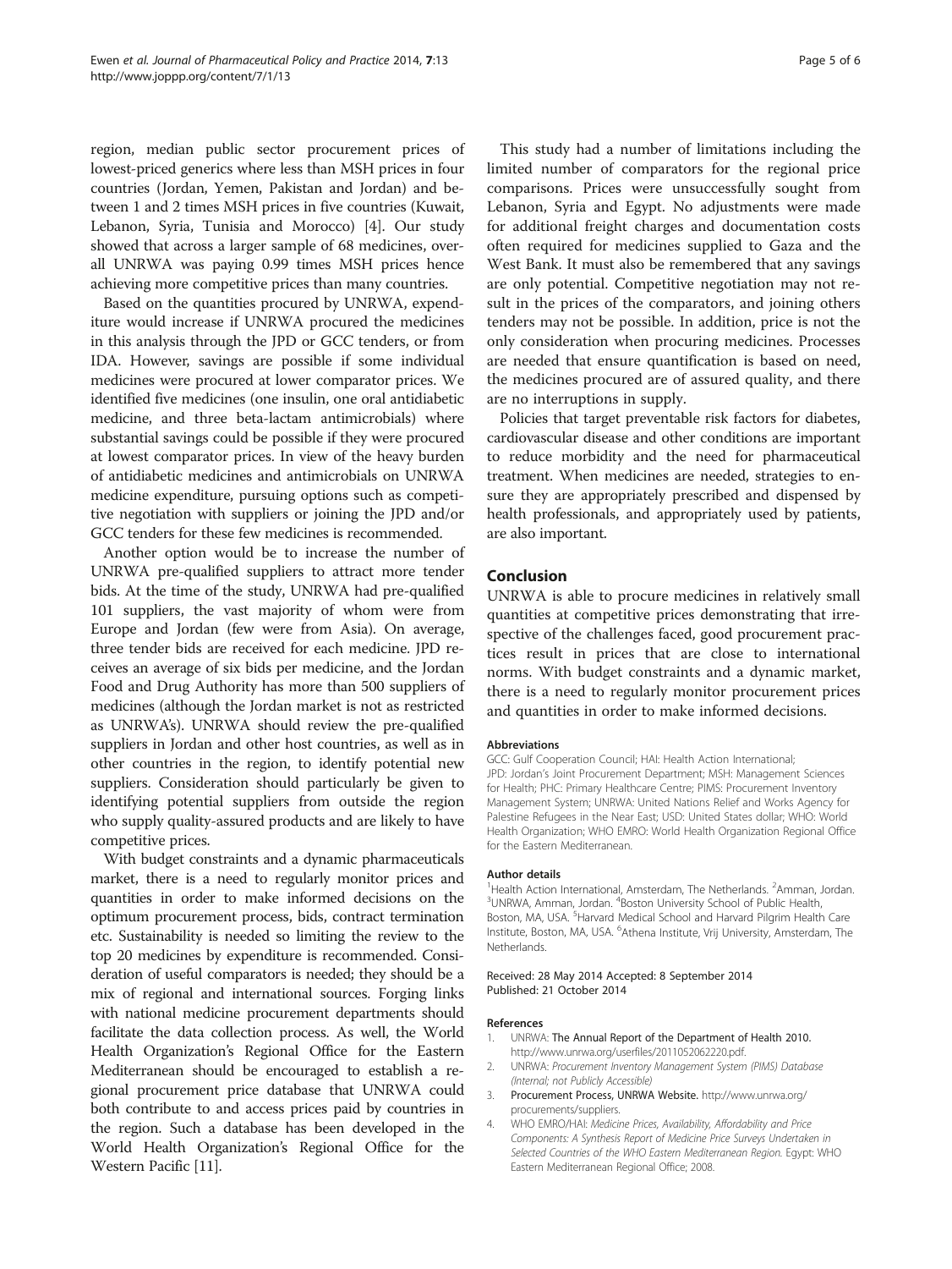region, median public sector procurement prices of lowest-priced generics where less than MSH prices in four countries (Jordan, Yemen, Pakistan and Jordan) and between 1 and 2 times MSH prices in five countries (Kuwait, Lebanon, Syria, Tunisia and Morocco) [4]. Our study showed that across a larger sample of 68 medicines, overall UNRWA was paying 0.99 times MSH prices hence achieving more competitive prices than many countries.

Based on the quantities procured by UNRWA, expenditure would increase if UNRWA procured the medicines in this analysis through the JPD or GCC tenders, or from IDA. However, savings are possible if some individual medicines were procured at lower comparator prices. We identified five medicines (one insulin, one oral antidiabetic medicine, and three beta-lactam antimicrobials) where substantial savings could be possible if they were procured at lowest comparator prices. In view of the heavy burden of antidiabetic medicines and antimicrobials on UNRWA medicine expenditure, pursuing options such as competitive negotiation with suppliers or joining the JPD and/or GCC tenders for these few medicines is recommended.

Another option would be to increase the number of UNRWA pre-qualified suppliers to attract more tender bids. At the time of the study, UNRWA had pre-qualified 101 suppliers, the vast majority of whom were from Europe and Jordan (few were from Asia). On average, three tender bids are received for each medicine. JPD receives an average of six bids per medicine, and the Jordan Food and Drug Authority has more than 500 suppliers of medicines (although the Jordan market is not as restricted as UNRWA's). UNRWA should review the pre-qualified suppliers in Jordan and other host countries, as well as in other countries in the region, to identify potential new suppliers. Consideration should particularly be given to identifying potential suppliers from outside the region who supply quality-assured products and are likely to have competitive prices.

With budget constraints and a dynamic pharmaceuticals market, there is a need to regularly monitor prices and quantities in order to make informed decisions on the optimum procurement process, bids, contract termination etc. Sustainability is needed so limiting the review to the top 20 medicines by expenditure is recommended. Consideration of useful comparators is needed; they should be a mix of regional and international sources. Forging links with national medicine procurement departments should facilitate the data collection process. As well, the World Health Organization's Regional Office for the Eastern Mediterranean should be encouraged to establish a regional procurement price database that UNRWA could both contribute to and access prices paid by countries in the region. Such a database has been developed in the World Health Organization's Regional Office for the Western Pacific [11].

This study had a number of limitations including the limited number of comparators for the regional price comparisons. Prices were unsuccessfully sought from Lebanon, Syria and Egypt. No adjustments were made for additional freight charges and documentation costs often required for medicines supplied to Gaza and the West Bank. It must also be remembered that any savings are only potential. Competitive negotiation may not result in the prices of the comparators, and joining others tenders may not be possible. In addition, price is not the only consideration when procuring medicines. Processes are needed that ensure quantification is based on need, the medicines procured are of assured quality, and there are no interruptions in supply.

Policies that target preventable risk factors for diabetes, cardiovascular disease and other conditions are important to reduce morbidity and the need for pharmaceutical treatment. When medicines are needed, strategies to ensure they are appropriately prescribed and dispensed by health professionals, and appropriately used by patients, are also important.

## Conclusion

UNRWA is able to procure medicines in relatively small quantities at competitive prices demonstrating that irrespective of the challenges faced, good procurement practices result in prices that are close to international norms. With budget constraints and a dynamic market, there is a need to regularly monitor procurement prices and quantities in order to make informed decisions.

#### Abbreviations

GCC: Gulf Cooperation Council; HAI: Health Action International; JPD: Jordan's Joint Procurement Department; MSH: Management Sciences for Health; PHC: Primary Healthcare Centre; PIMS: Procurement Inventory Management System; UNRWA: United Nations Relief and Works Agency for Palestine Refugees in the Near East; USD: United States dollar; WHO: World Health Organization; WHO EMRO: World Health Organization Regional Office for the Eastern Mediterranean.

#### Author details

[1]Health Action International, Amsterdam, The Netherlands. [2]Amman, Jordan. [3]UNRWA, Amman, Jordan. [4]Boston University School of Public Health, Boston, MA, USA. [5]Harvard Medical School and Harvard Pilgrim Health Care Institute, Boston, MA, USA. [6]Athena Institute, Vrij University, Amsterdam, The Netherlands.

Received: 28 May 2014 Accepted: 8 September 2014
Published: 21 October 2014

#### References

1. UNRWA: **The Annual Report of the Department of Health 2010.** http://www.unrwa.org/userfiles/2011052062220.pdf.
2. UNRWA: *Procurement Inventory Management System (PIMS) Database (Internal; not Publicly Accessible)*
3. **Procurement Process, UNRWA Website.** http://www.unrwa.org/procurements/suppliers.
4. WHO EMRO/HAI: *Medicine Prices, Availability, Affordability and Price Components: A Synthesis Report of Medicine Price Surveys Undertaken in Selected Countries of the WHO Eastern Mediterranean Region.* Egypt: WHO Eastern Mediterranean Regional Office; 2008.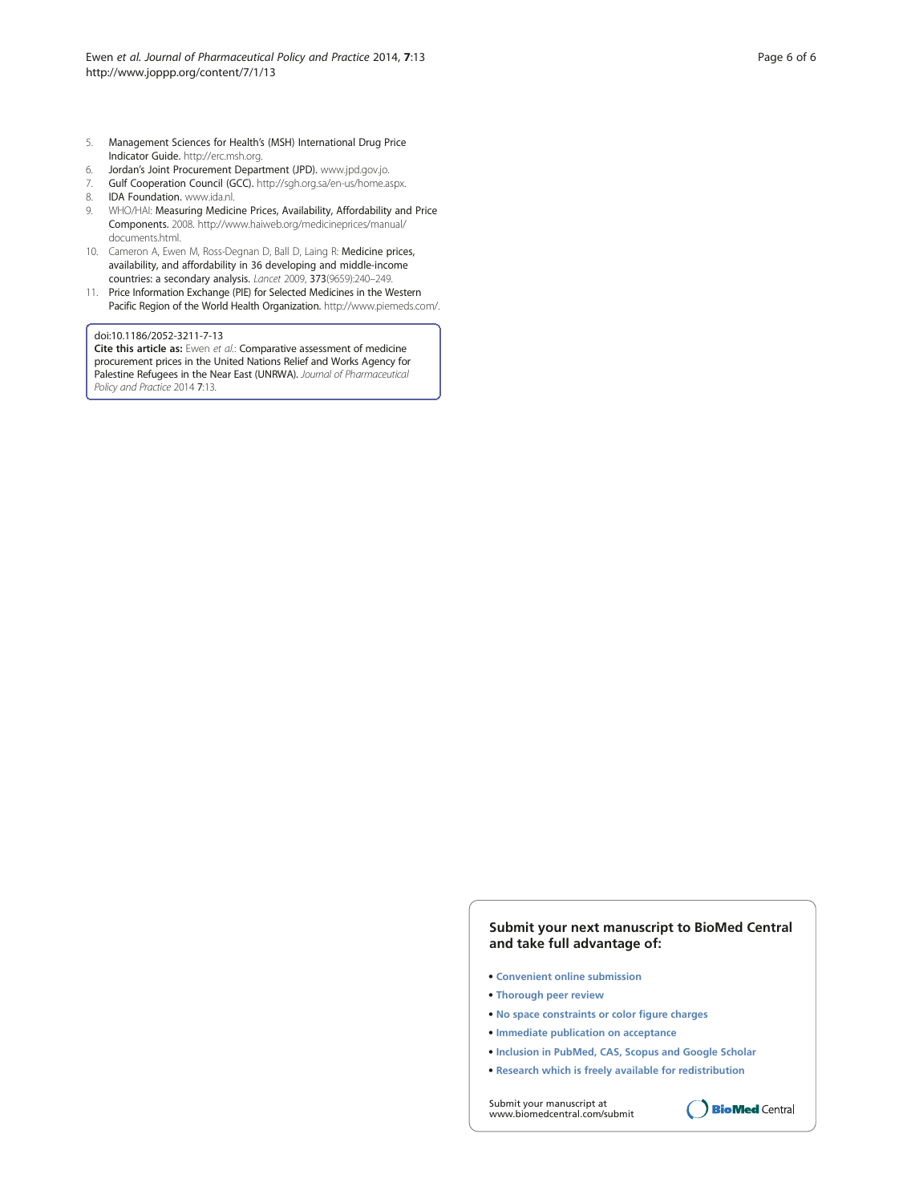5. Management Sciences for Health's (MSH) International Drug Price Indicator Guide. http://erc.msh.org.
6. Jordan's Joint Procurement Department (JPD). www.jpd.gov.jo.
7. Gulf Cooperation Council (GCC). http://sgh.org.sa/en-us/home.aspx.
8. IDA Foundation. www.ida.nl.
9. WHO/HAI: Measuring Medicine Prices, Availability, Affordability and Price Components. 2008. http://www.haiweb.org/medicineprices/manual/documents.html.
10. Cameron A, Ewen M, Ross-Degnan D, Ball D, Laing R: Medicine prices, availability, and affordability in 36 developing and middle-income countries: a secondary analysis. *Lancet* 2009, **373**(9659):240–249.
11. Price Information Exchange (PIE) for Selected Medicines in the Western Pacific Region of the World Health Organization. http://www.piemeds.com/.

doi:10.1186/2052-3211-7-13

**Cite this article as:** Ewen *et al.*: Comparative assessment of medicine procurement prices in the United Nations Relief and Works Agency for Palestine Refugees in the Near East (UNRWA). *Journal of Pharmaceutical Policy and Practice* 2014 **7**:13.

**Submit your next manuscript to BioMed Central and take full advantage of:**

- **Convenient online submission**
- **Thorough peer review**
- **No space constraints or color figure charges**
- **Immediate publication on acceptance**
- **Inclusion in PubMed, CAS, Scopus and Google Scholar**
- **Research which is freely available for redistribution**

Submit your manuscript at
www.biomedcentral.com/submit

BioMed Central